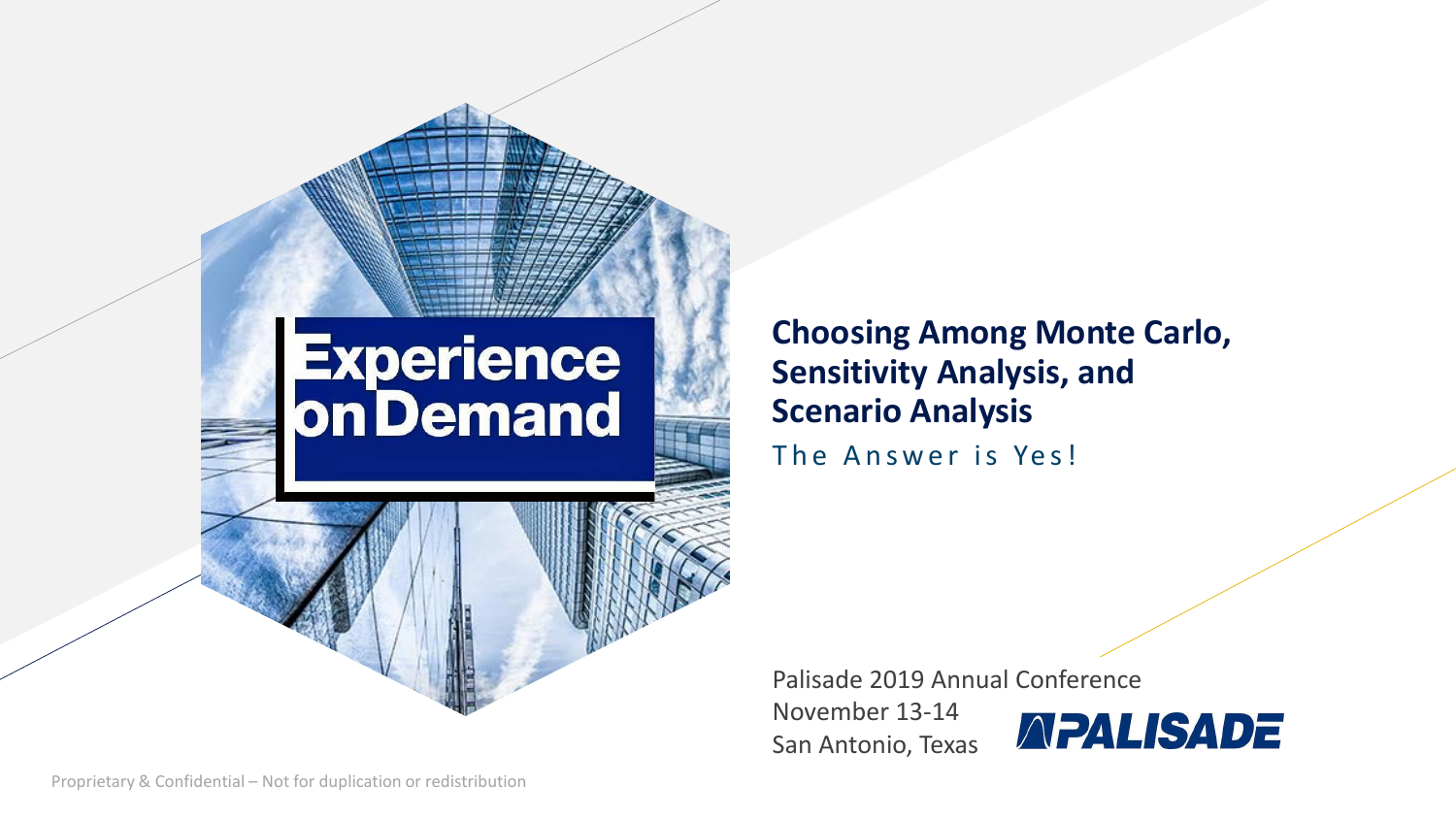Experience on Demand

# Choosing Among Monte Carlo, Sensitivity Analysis, and Scenario Analysis

The Answer is Yes!

Palisade 2019 Annual Conference
November 13-14
San Antonio, Texas

PALISADE

Proprietary & Confidential – Not for duplication or redistribution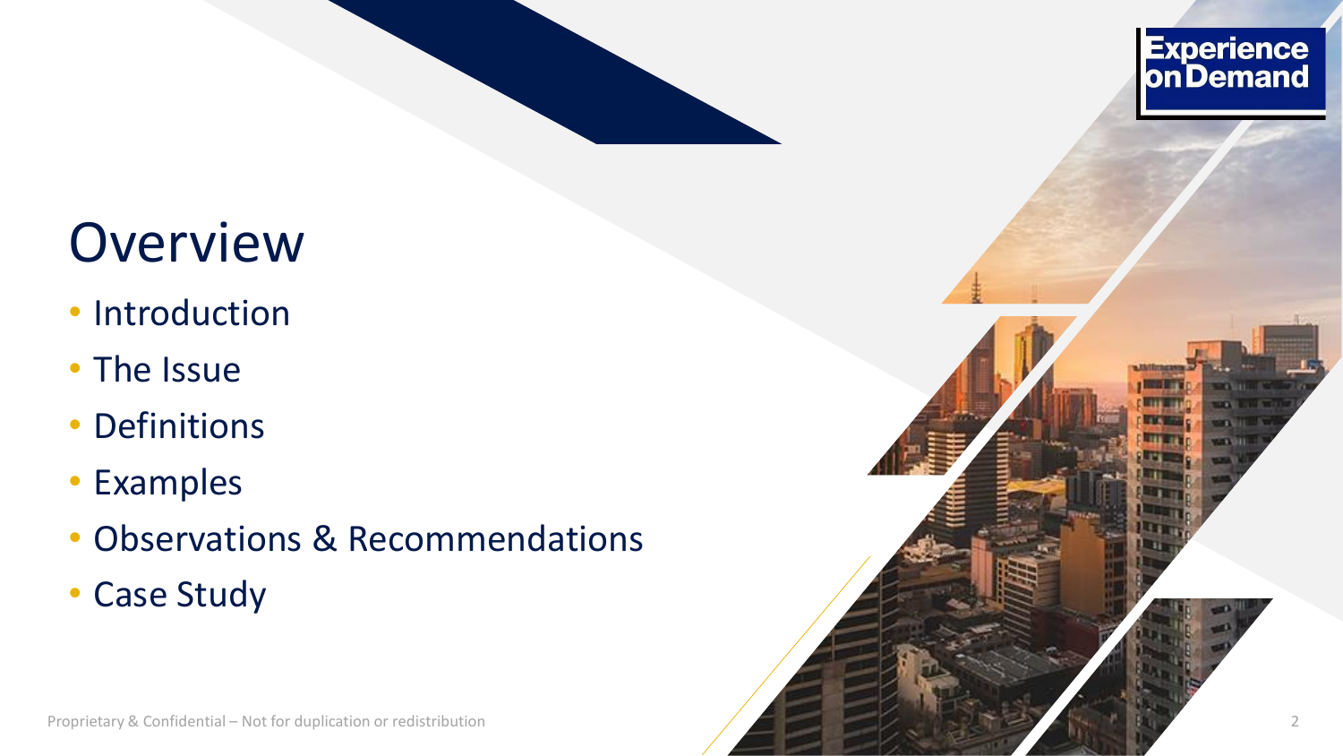# Overview

- Introduction
- The Issue
- Definitions
- Examples
- Observations & Recommendations
- Case Study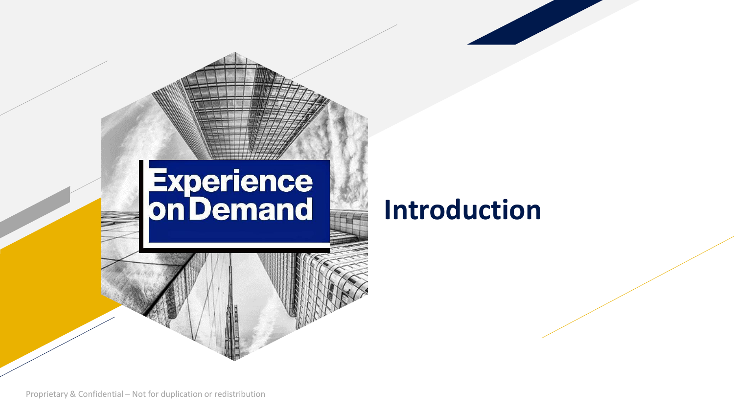Experience on Demand

# Introduction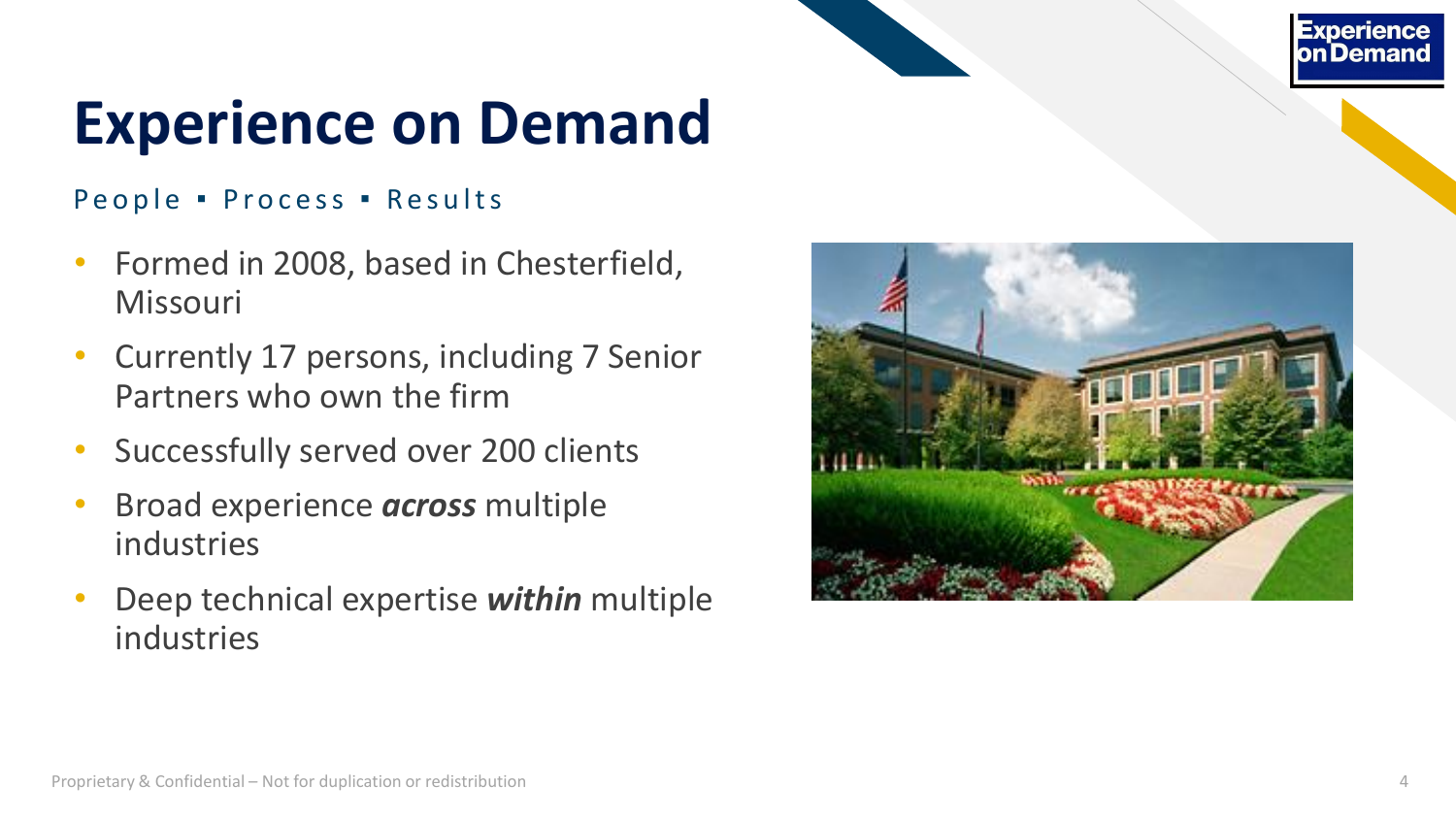# Experience on Demand

People ▪ Process ▪ Results

- Formed in 2008, based in Chesterfield, Missouri
- Currently 17 persons, including 7 Senior Partners who own the firm
- Successfully served over 200 clients
- Broad experience ***across*** multiple industries
- Deep technical expertise ***within*** multiple industries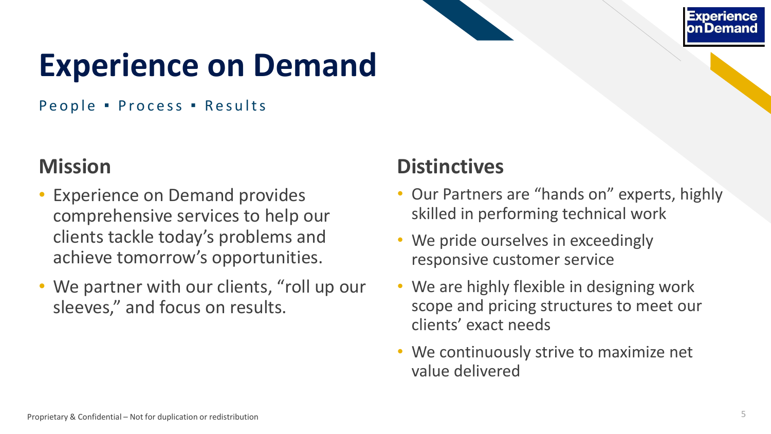# Experience on Demand

People ▪ Process ▪ Results

## Mission

- Experience on Demand provides comprehensive services to help our clients tackle today's problems and achieve tomorrow's opportunities.
- We partner with our clients, "roll up our sleeves," and focus on results.

## Distinctives

- Our Partners are "hands on" experts, highly skilled in performing technical work
- We pride ourselves in exceedingly responsive customer service
- We are highly flexible in designing work scope and pricing structures to meet our clients' exact needs
- We continuously strive to maximize net value delivered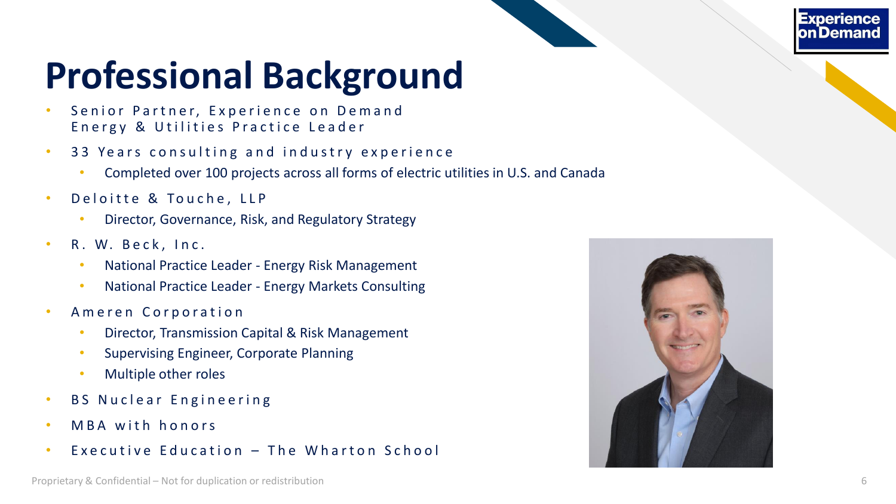# Professional Background

- Senior Partner, Experience on Demand
  Energy & Utilities Practice Leader
- 33 Years consulting and industry experience
  - Completed over 100 projects across all forms of electric utilities in U.S. and Canada
- Deloitte & Touche, LLP
  - Director, Governance, Risk, and Regulatory Strategy
- R. W. Beck, Inc.
  - National Practice Leader - Energy Risk Management
  - National Practice Leader - Energy Markets Consulting
- Ameren Corporation
  - Director, Transmission Capital & Risk Management
  - Supervising Engineer, Corporate Planning
  - Multiple other roles
- BS Nuclear Engineering
- MBA with honors
- Executive Education – The Wharton School

Proprietary & Confidential – Not for duplication or redistribution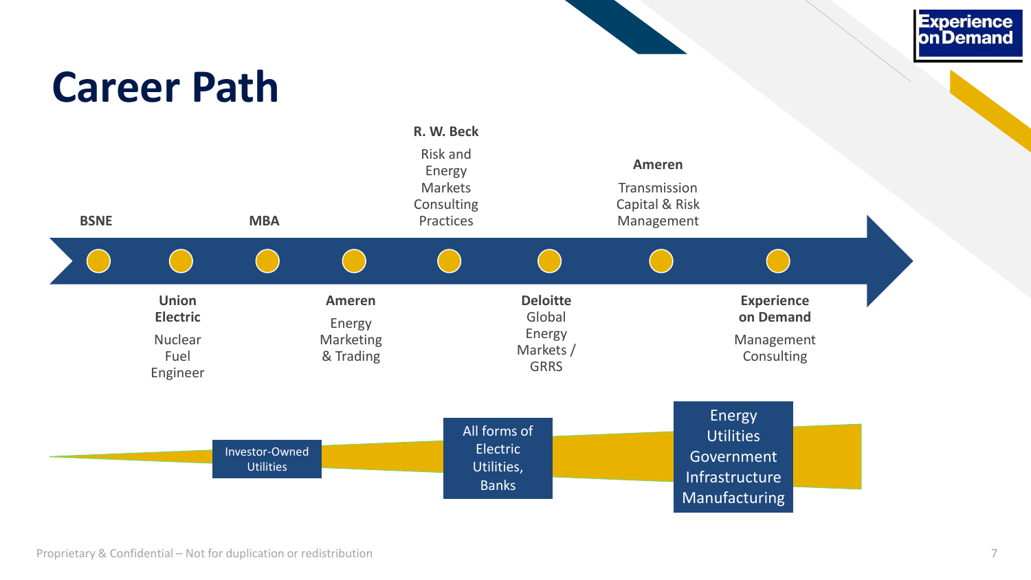# Career Path

- **BSNE**
- **Union Electric** – Nuclear Fuel Engineer
- **MBA**
- **Ameren** – Energy Marketing & Trading
- **R. W. Beck** – Risk and Energy Markets Consulting Practices
- **Deloitte** – Global Energy Markets / GRRS
- **Ameren** – Transmission Capital & Risk Management
- **Experience on Demand** – Management Consulting

Investor-Owned Utilities

All forms of Electric Utilities, Banks

Energy
Utilities
Government
Infrastructure
Manufacturing

Proprietary & Confidential – Not for duplication or redistribution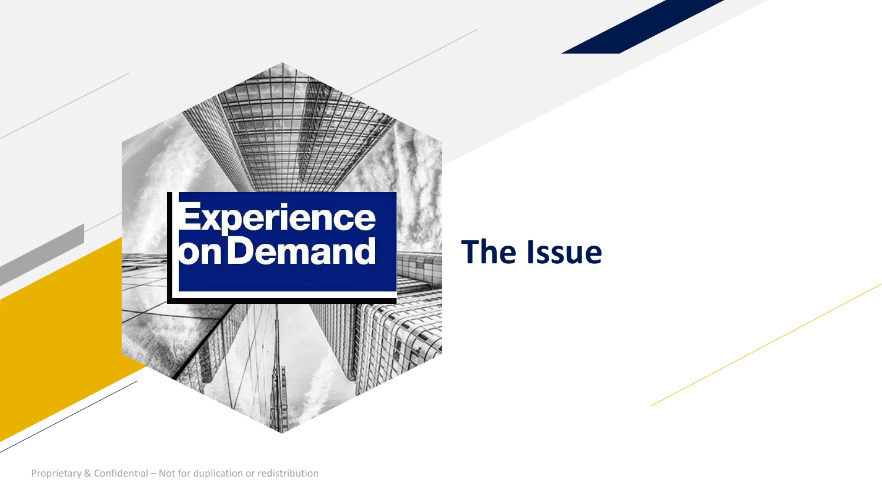Experience on Demand

# The Issue

Proprietary & Confidential – Not for duplication or redistribution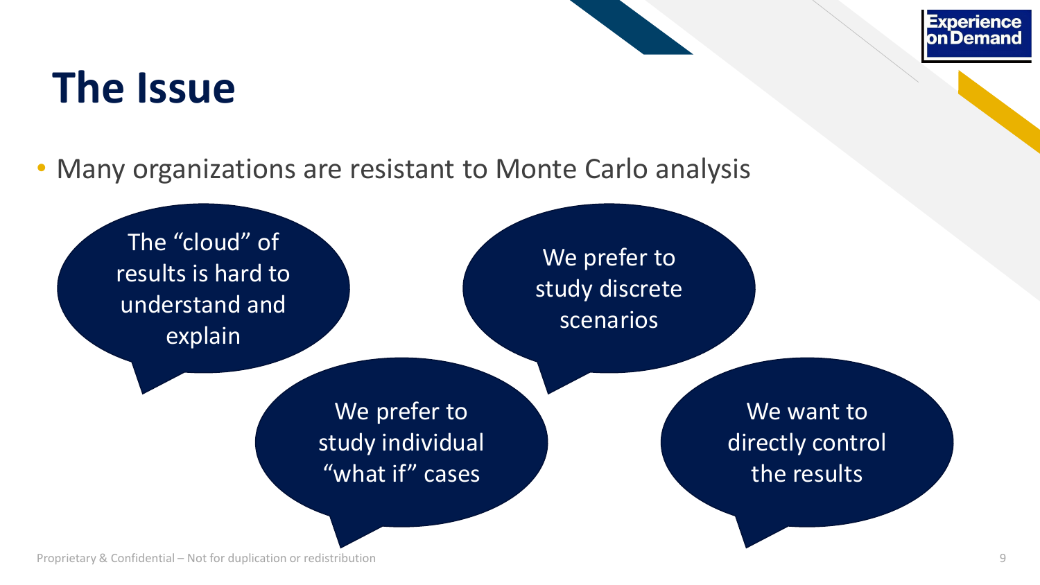# The Issue

- Many organizations are resistant to Monte Carlo analysis

The “cloud” of results is hard to understand and explain

We prefer to study discrete scenarios

We prefer to study individual “what if” cases

We want to directly control the results

Proprietary & Confidential – Not for duplication or redistribution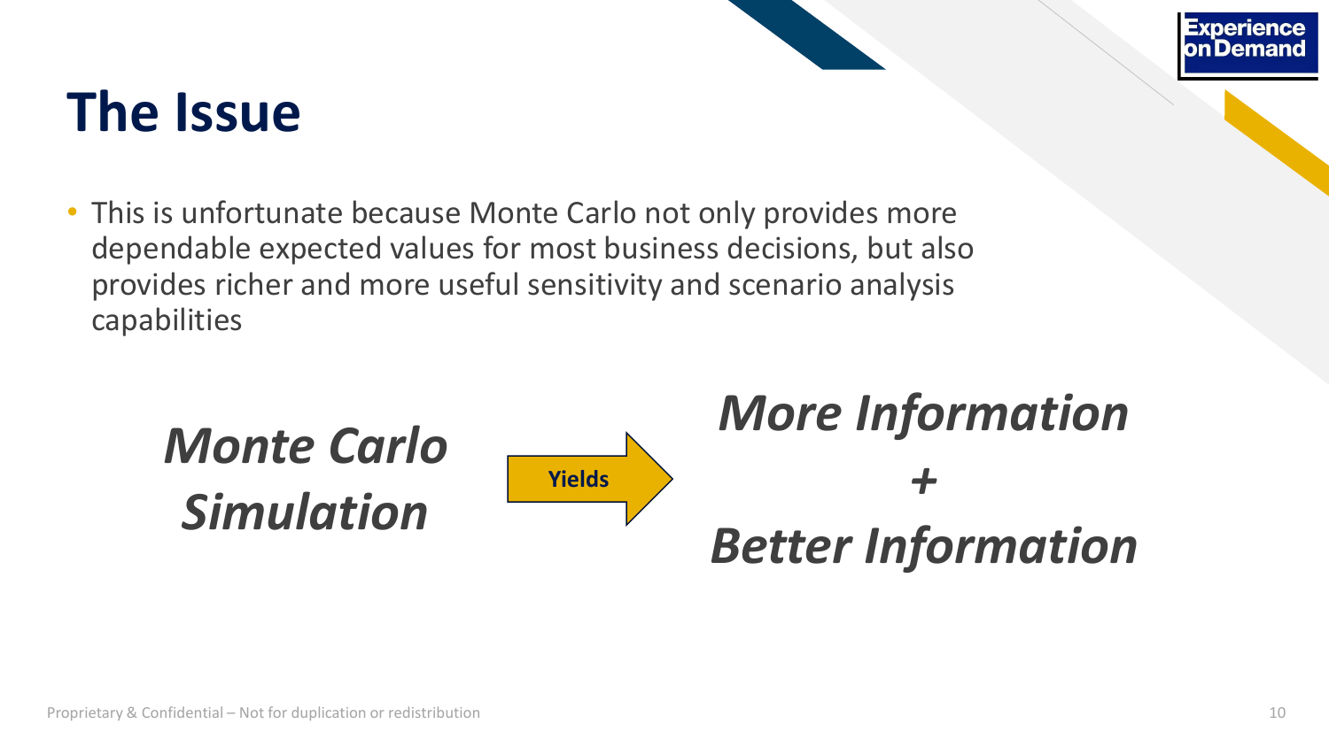# The Issue

- This is unfortunate because Monte Carlo not only provides more dependable expected values for most business decisions, but also provides richer and more useful sensitivity and scenario analysis capabilities

***Monte Carlo Simulation*** → **Yields** → ***More Information + Better Information***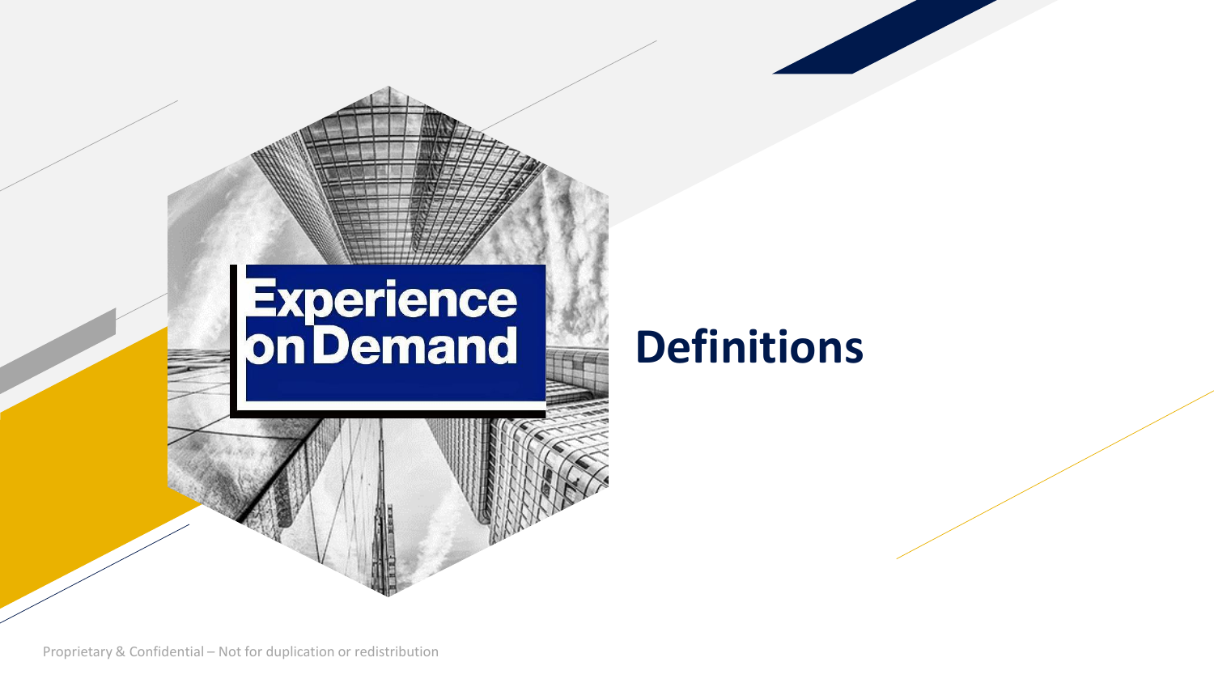Experience on Demand

# Definitions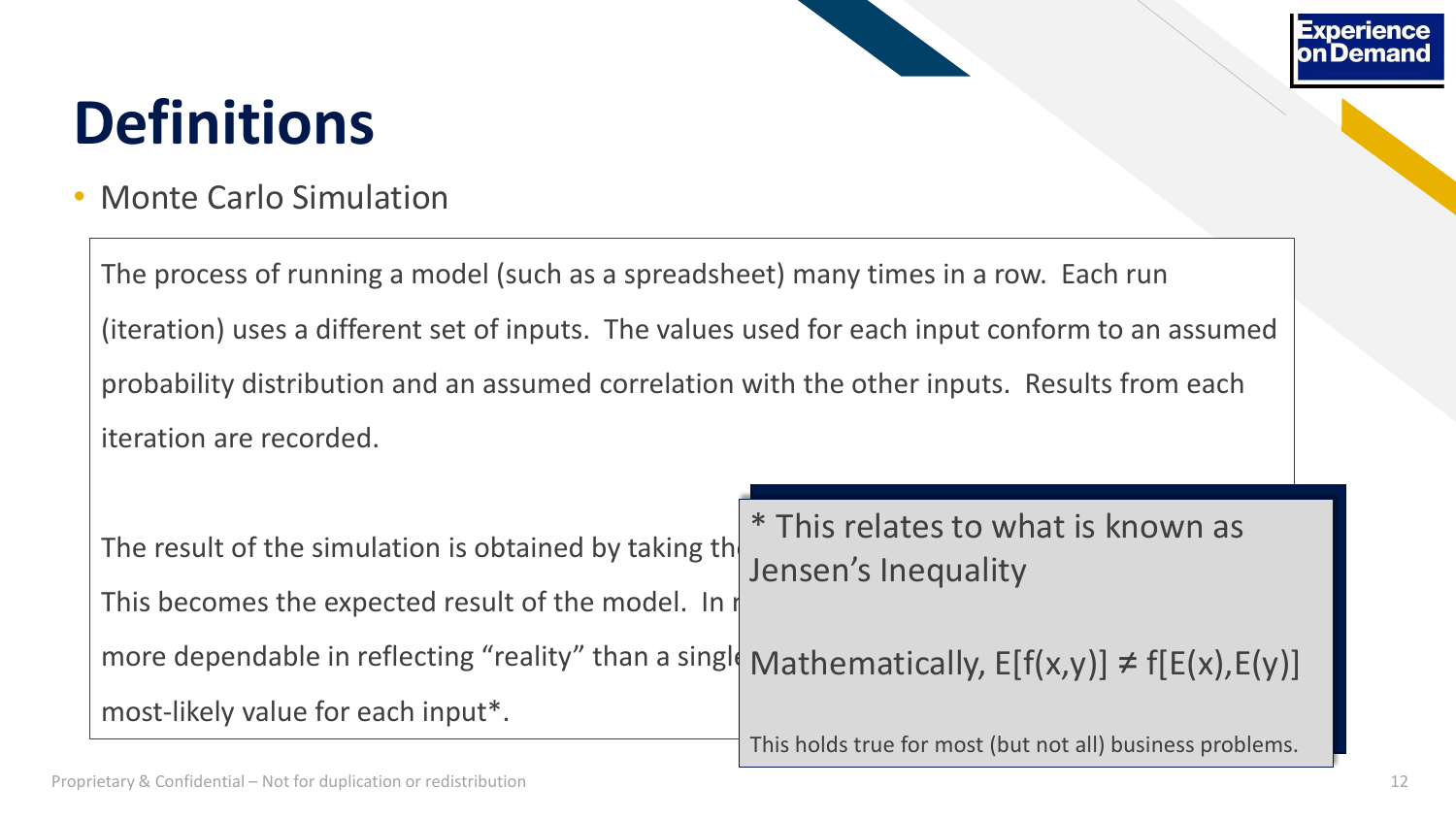# Definitions

- Monte Carlo Simulation

The process of running a model (such as a spreadsheet) many times in a row. Each run (iteration) uses a different set of inputs. The values used for each input conform to an assumed probability distribution and an assumed correlation with the other inputs. Results from each iteration are recorded.

The result of the simulation is obtained by taking th
This becomes the expected result of the model. In r
more dependable in reflecting "reality" than a singl
most-likely value for each input*.

\* This relates to what is known as Jensen's Inequality

Mathematically, $E[f(x,y)] \neq f[E(x),E(y)]$

This holds true for most (but not all) business problems.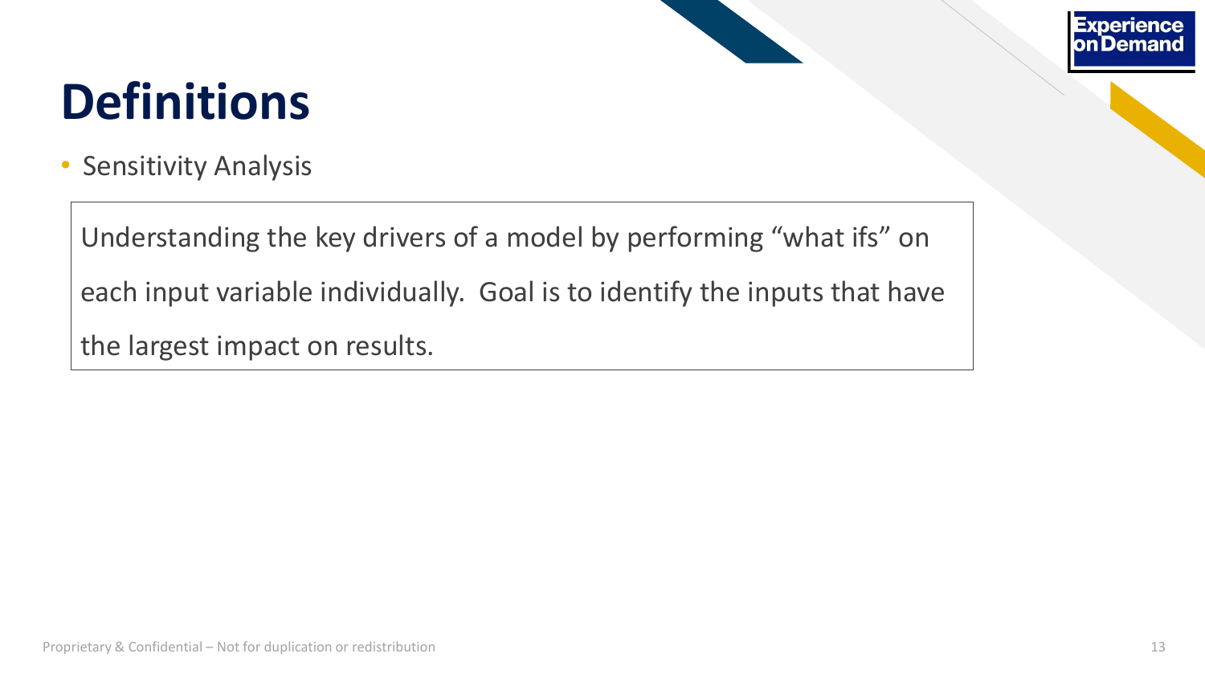# Definitions

- Sensitivity Analysis

Understanding the key drivers of a model by performing “what ifs” on each input variable individually. Goal is to identify the inputs that have the largest impact on results.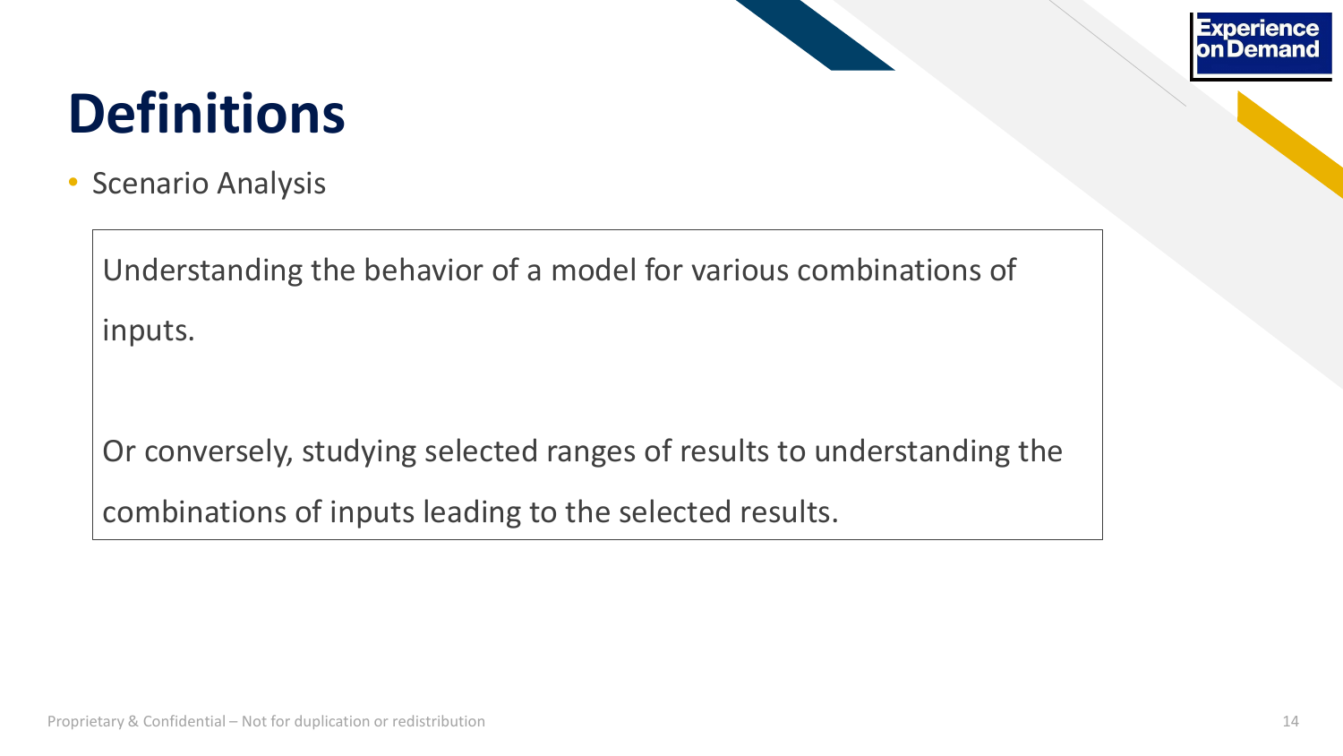# Definitions

- Scenario Analysis

Understanding the behavior of a model for various combinations of inputs.

Or conversely, studying selected ranges of results to understanding the combinations of inputs leading to the selected results.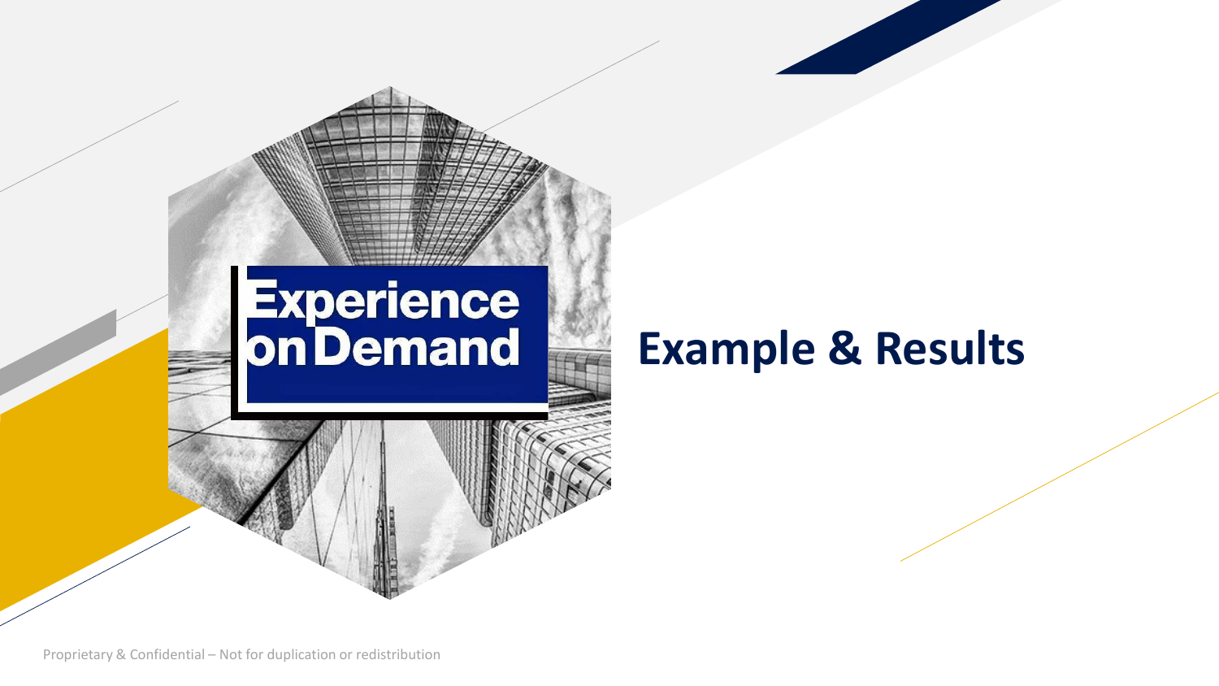Experience on Demand

# Example & Results

Proprietary & Confidential – Not for duplication or redistribution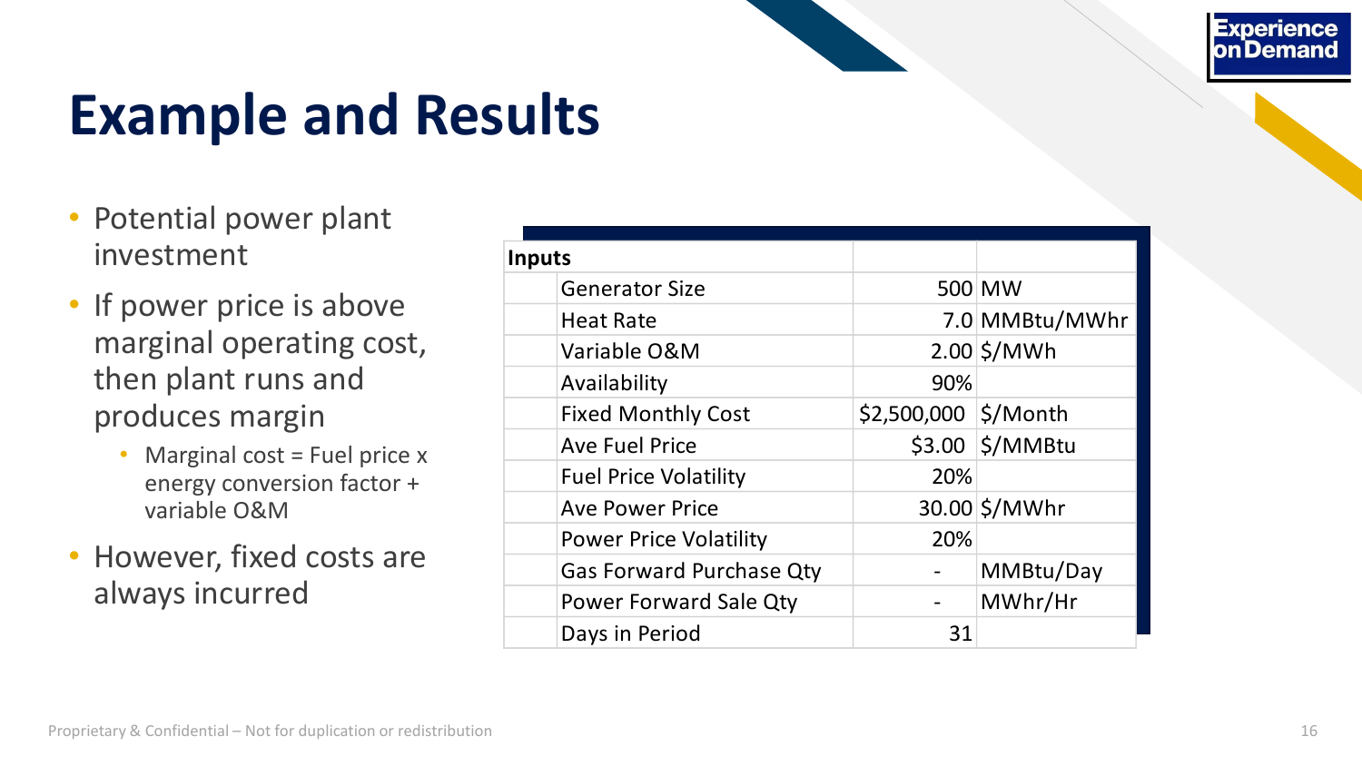# Example and Results

- Potential power plant investment
- If power price is above marginal operating cost, then plant runs and produces margin
  - Marginal cost = Fuel price x energy conversion factor + variable O&M
- However, fixed costs are always incurred

| Inputs | | | |
|---|---|---|---|
| | Generator Size | 500 | MW |
| | Heat Rate | 7.0 | MMBtu/MWhr |
| | Variable O&M | 2.00 | $/MWh |
| | Availability | 90% | |
| | Fixed Monthly Cost | $2,500,000 | $/Month |
| | Ave Fuel Price | $3.00 | $/MMBtu |
| | Fuel Price Volatility | 20% | |
| | Ave Power Price | 30.00 | $/MWhr |
| | Power Price Volatility | 20% | |
| | Gas Forward Purchase Qty | - | MMBtu/Day |
| | Power Forward Sale Qty | - | MWhr/Hr |
| | Days in Period | 31 | |

Proprietary & Confidential – Not for duplication or redistribution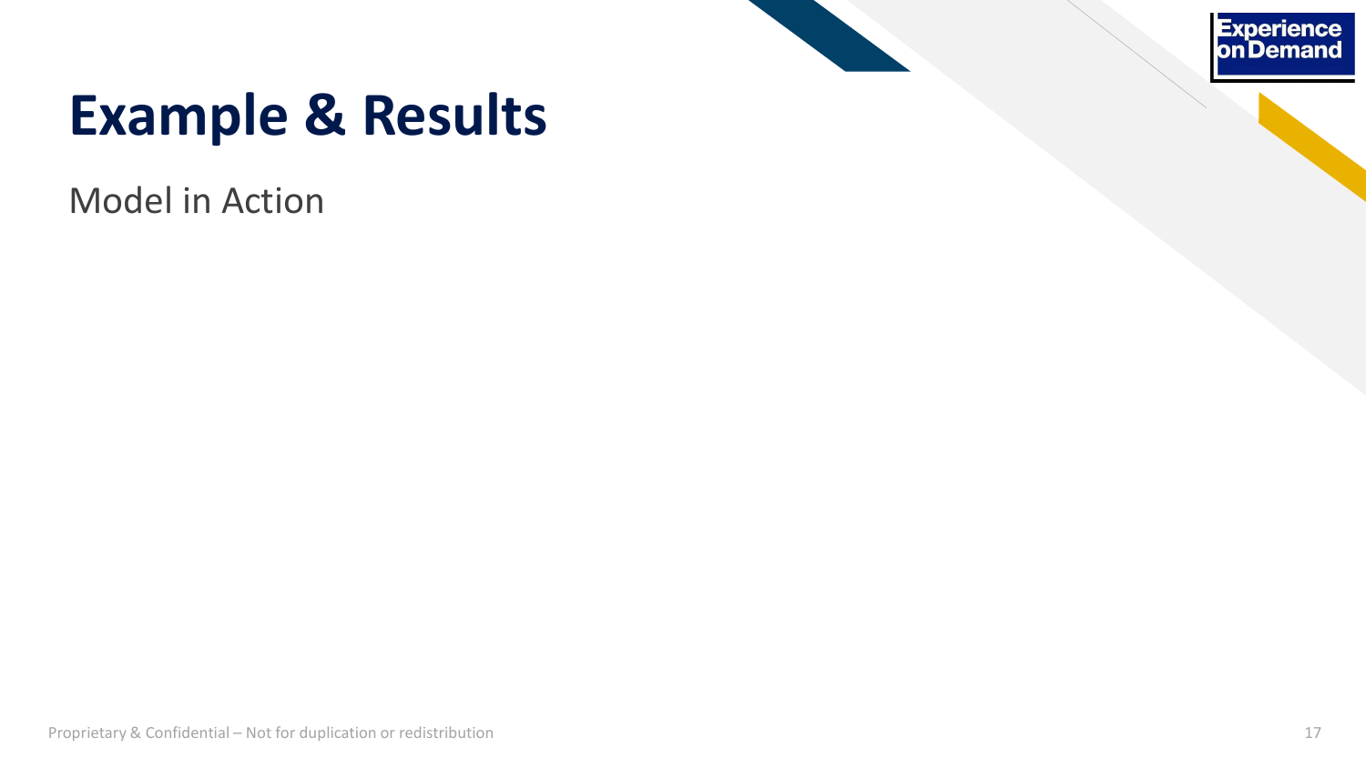# Example & Results

Model in Action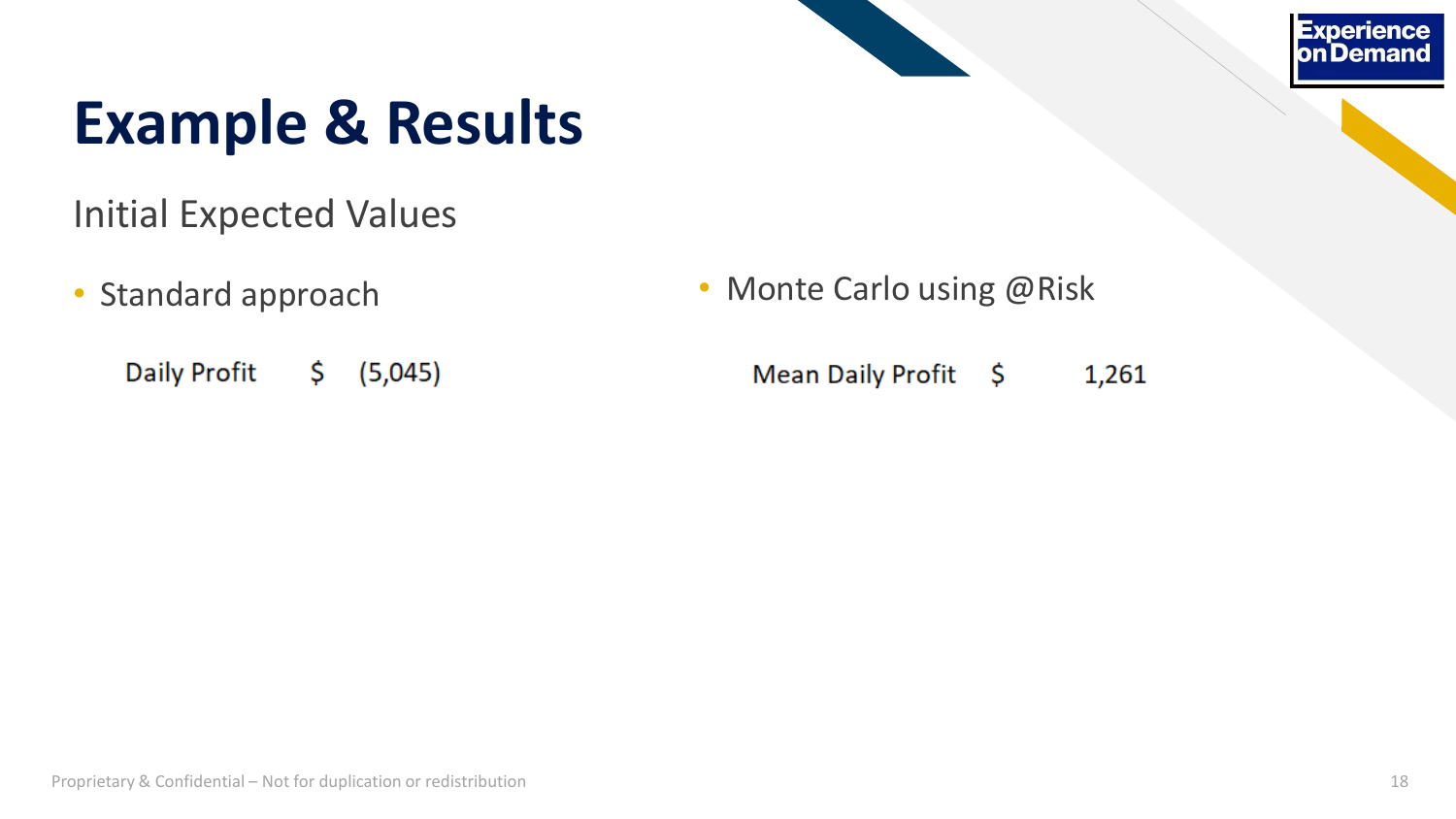# Example & Results

## Initial Expected Values

- Standard approach

| Daily Profit | $ | (5,045) |
|---|---|---|

- Monte Carlo using @Risk

| Mean Daily Profit | $ | 1,261 |
|---|---|---|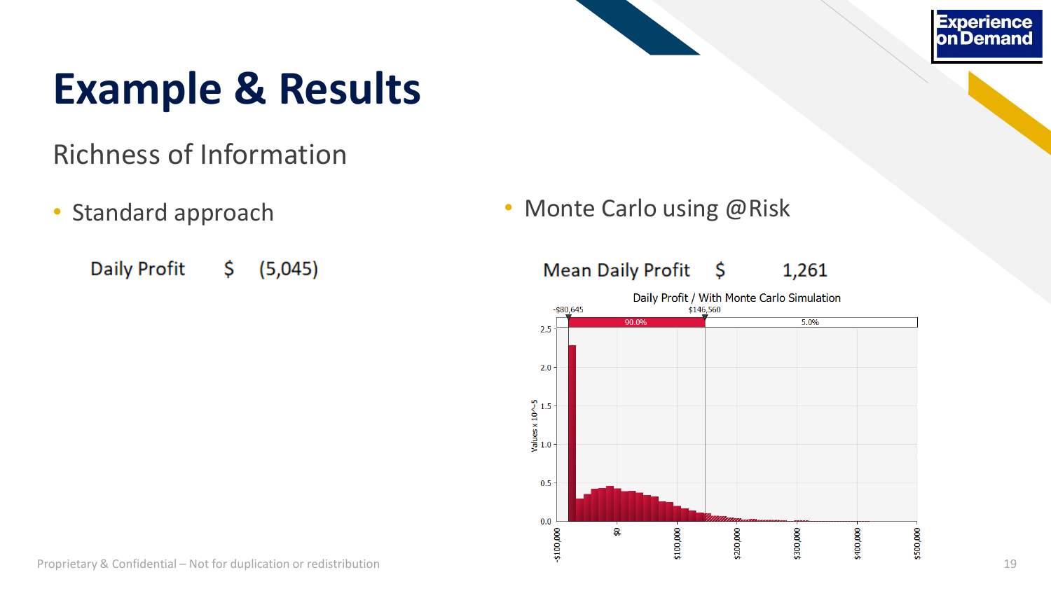# Example & Results

## Richness of Information

- Standard approach

  Daily Profit $ (5,045)

- Monte Carlo using @Risk

  Mean Daily Profit $ 1,261

Daily Profit / With Monte Carlo Simulation

-$80,645 | $146,560

90.0% | 5.0%

Values x 10^-5: 0.0, 0.5, 1.0, 1.5, 2.0, 2.5

-$100,000, $0, $100,000, $200,000, $300,000, $400,000, $500,000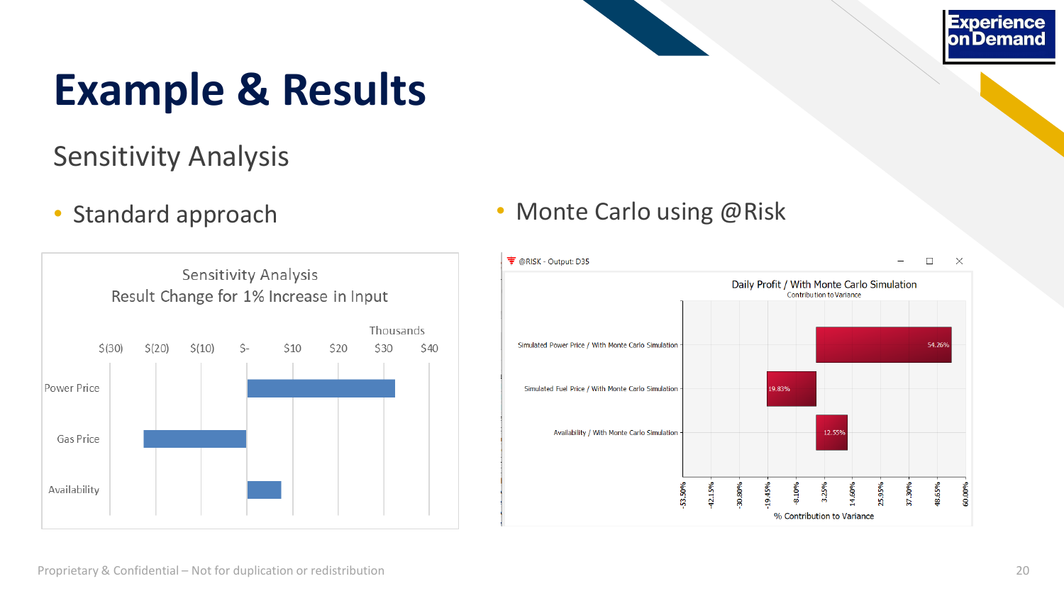# Example & Results

## Sensitivity Analysis

- Standard approach

Sensitivity Analysis
Result Change for 1% Increase in Input

Thousands

$(30) $(20) $(10) $- $10 $20 $30 $40

Power Price

Gas Price

Availability

- Monte Carlo using @Risk

@RISK - Output: D35

Daily Profit / With Monte Carlo Simulation
Contribution to Variance

Simulated Power Price / With Monte Carlo Simulation — 54.26%

Simulated Fuel Price / With Monte Carlo Simulation — 19.83%

Availability / With Monte Carlo Simulation — 12.55%

-53.50% -42.15% -30.80% -19.45% -8.10% 3.25% 14.60% 25.95% 37.30% 48.65% 60.00%

% Contribution to Variance

Proprietary & Confidential – Not for duplication or redistribution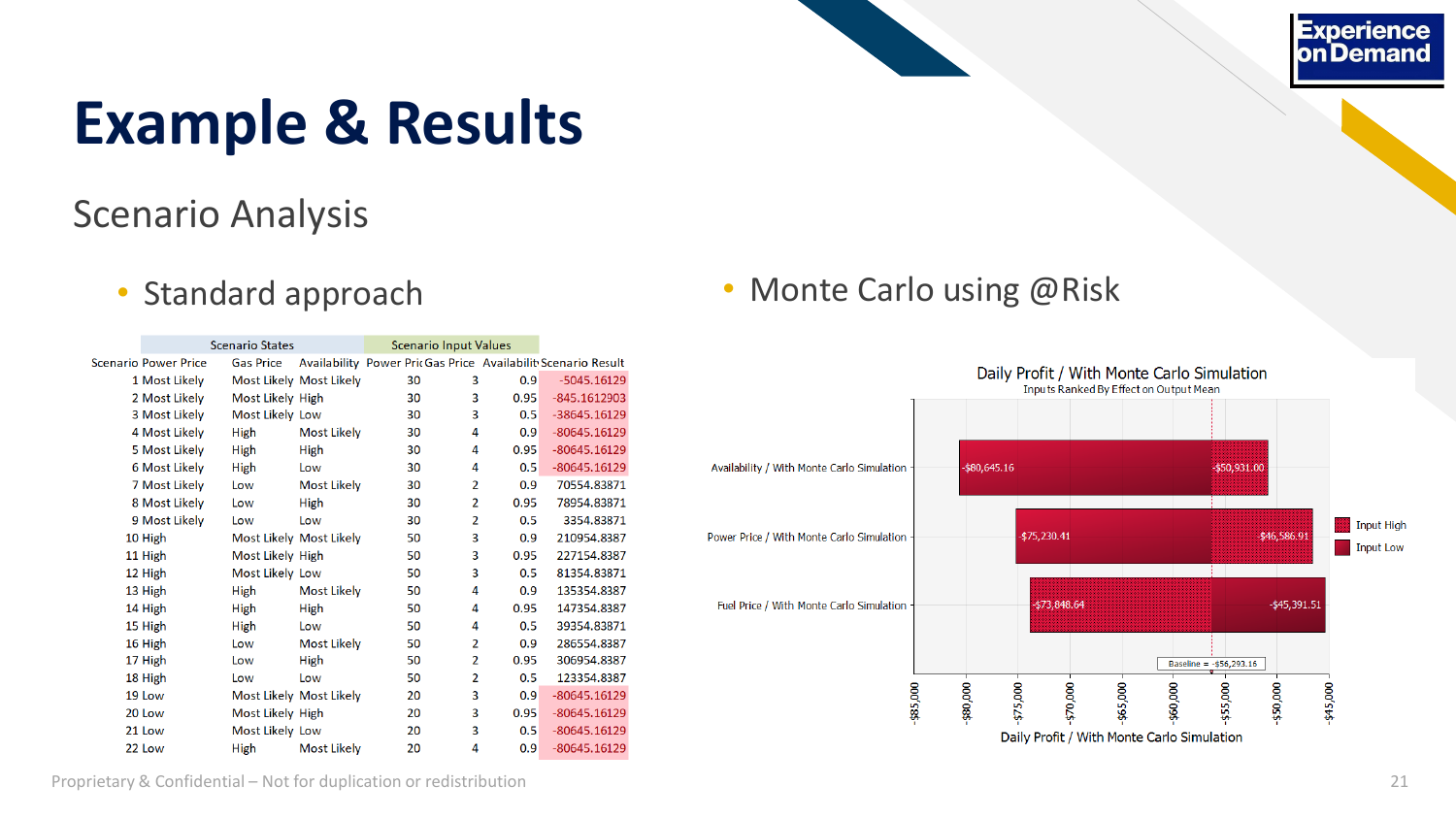# Example & Results

## Scenario Analysis

- Standard approach

| Scenario States | | | | Scenario Input Values | | | |
|---|---|---|---|---|---|---|---|
| Scenario | Power Price | Gas Price | Availability | Power Pric | Gas Price | Availabilit | Scenario Result |
| 1 | Most Likely | Most Likely | Most Likely | 30 | 3 | 0.9 | -5045.16129 |
| 2 | Most Likely | Most Likely | High | 30 | 3 | 0.95 | -845.1612903 |
| 3 | Most Likely | Most Likely | Low | 30 | 3 | 0.5 | -38645.16129 |
| 4 | Most Likely | High | Most Likely | 30 | 4 | 0.9 | -80645.16129 |
| 5 | Most Likely | High | High | 30 | 4 | 0.95 | -80645.16129 |
| 6 | Most Likely | High | Low | 30 | 4 | 0.5 | -80645.16129 |
| 7 | Most Likely | Low | Most Likely | 30 | 2 | 0.9 | 70554.83871 |
| 8 | Most Likely | Low | High | 30 | 2 | 0.95 | 78954.83871 |
| 9 | Most Likely | Low | Low | 30 | 2 | 0.5 | 3354.83871 |
| 10 | High | Most Likely | Most Likely | 50 | 3 | 0.9 | 210954.8387 |
| 11 | High | Most Likely | High | 50 | 3 | 0.95 | 227154.8387 |
| 12 | High | Most Likely | Low | 50 | 3 | 0.5 | 81354.83871 |
| 13 | High | High | Most Likely | 50 | 4 | 0.9 | 135354.8387 |
| 14 | High | High | High | 50 | 4 | 0.95 | 147354.8387 |
| 15 | High | High | Low | 50 | 4 | 0.5 | 39354.83871 |
| 16 | High | Low | Most Likely | 50 | 2 | 0.9 | 286554.8387 |
| 17 | High | Low | High | 50 | 2 | 0.95 | 306954.8387 |
| 18 | High | Low | Low | 50 | 2 | 0.5 | 123354.8387 |
| 19 | Low | Most Likely | Most Likely | 20 | 3 | 0.9 | -80645.16129 |
| 20 | Low | Most Likely | High | 20 | 3 | 0.95 | -80645.16129 |
| 21 | Low | Most Likely | Low | 20 | 3 | 0.5 | -80645.16129 |
| 22 | Low | High | Most Likely | 20 | 4 | 0.9 | -80645.16129 |

- Monte Carlo using @Risk

Daily Profit / With Monte Carlo Simulation
Inputs Ranked By Effect on Output Mean

| Input | Low | High |
|---|---|---|
| Availability / With Monte Carlo Simulation | -$80,645.16 | -$50,931.00 |
| Power Price / With Monte Carlo Simulation | -$75,230.41 | -$46,586.91 |
| Fuel Price / With Monte Carlo Simulation | -$73,848.64 | -$45,391.51 |

Baseline = -$56,293.16

Legend: Input High, Input Low

X-axis: Daily Profit / With Monte Carlo Simulation (-$85,000 to -$45,000)

Proprietary & Confidential – Not for duplication or redistribution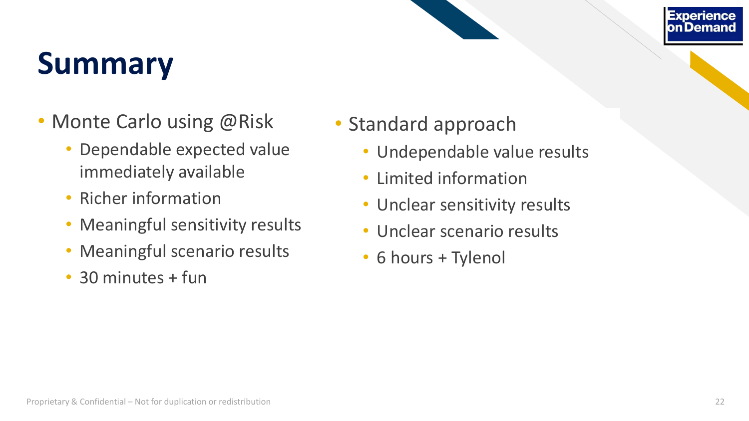# Summary

- Monte Carlo using @Risk
  - Dependable expected value immediately available
  - Richer information
  - Meaningful sensitivity results
  - Meaningful scenario results
  - 30 minutes + fun

- Standard approach
  - Undependable value results
  - Limited information
  - Unclear sensitivity results
  - Unclear scenario results
  - 6 hours + Tylenol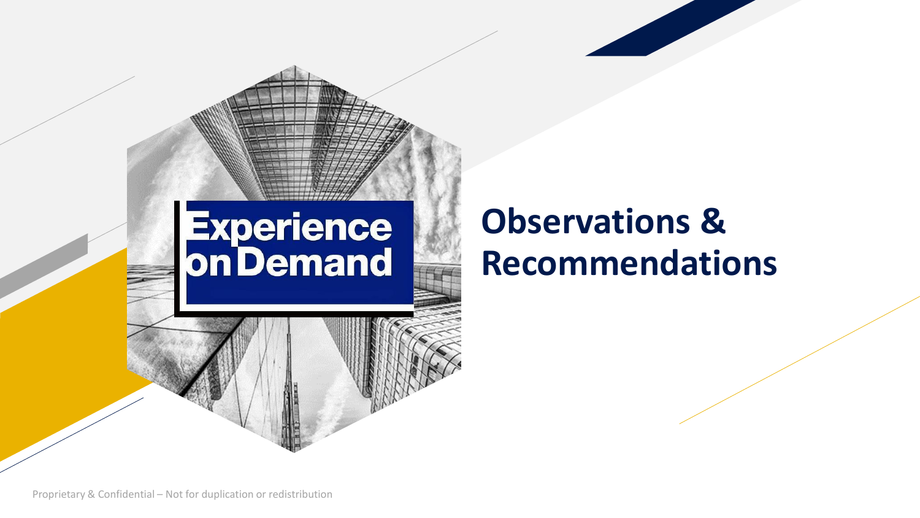Experience on Demand

# Observations & Recommendations

Proprietary & Confidential – Not for duplication or redistribution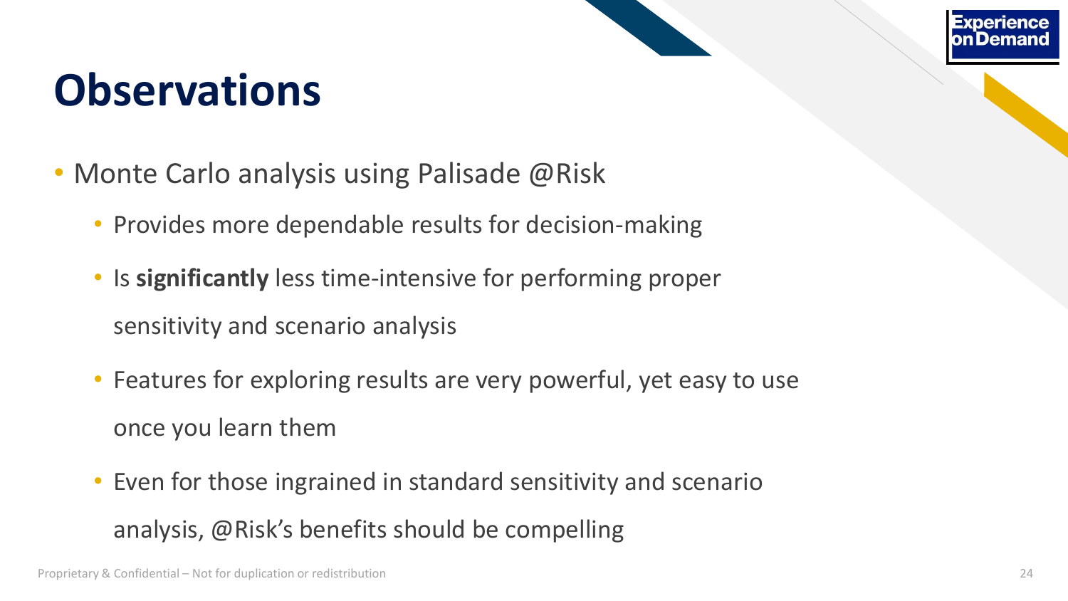# Observations

- Monte Carlo analysis using Palisade @Risk
  - Provides more dependable results for decision-making
  - Is **significantly** less time-intensive for performing proper sensitivity and scenario analysis
  - Features for exploring results are very powerful, yet easy to use once you learn them
  - Even for those ingrained in standard sensitivity and scenario analysis, @Risk's benefits should be compelling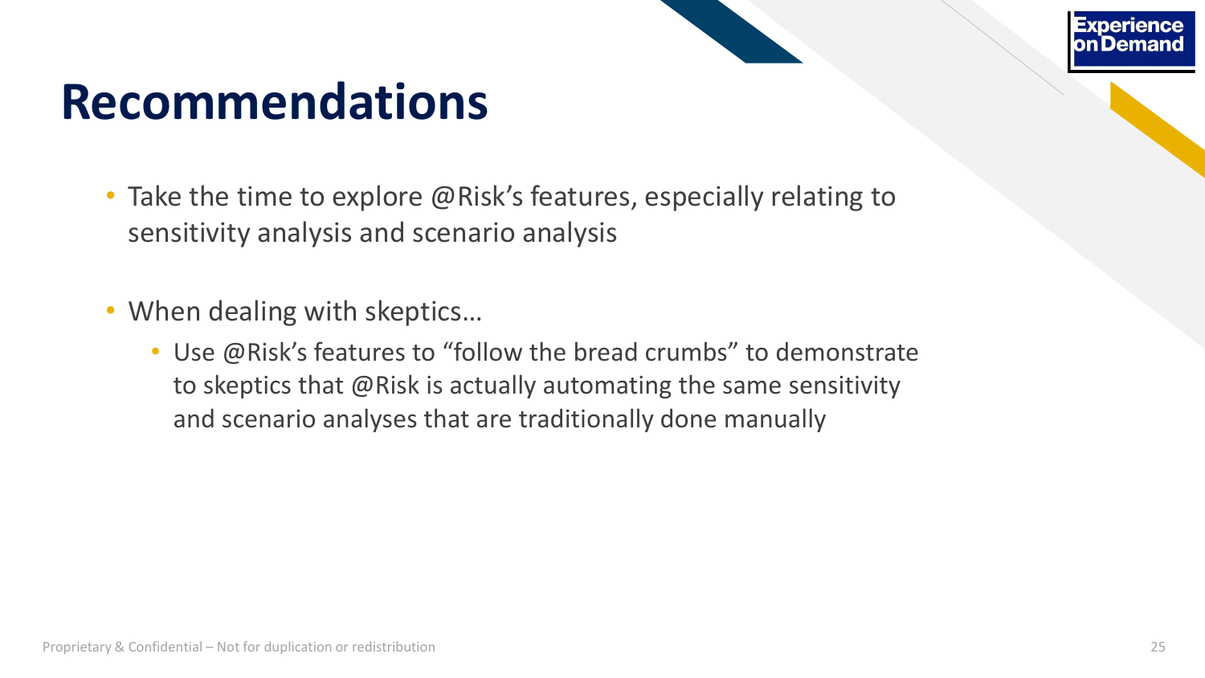# Recommendations

- Take the time to explore @Risk's features, especially relating to sensitivity analysis and scenario analysis
- When dealing with skeptics…
  - Use @Risk's features to "follow the bread crumbs" to demonstrate to skeptics that @Risk is actually automating the same sensitivity and scenario analyses that are traditionally done manually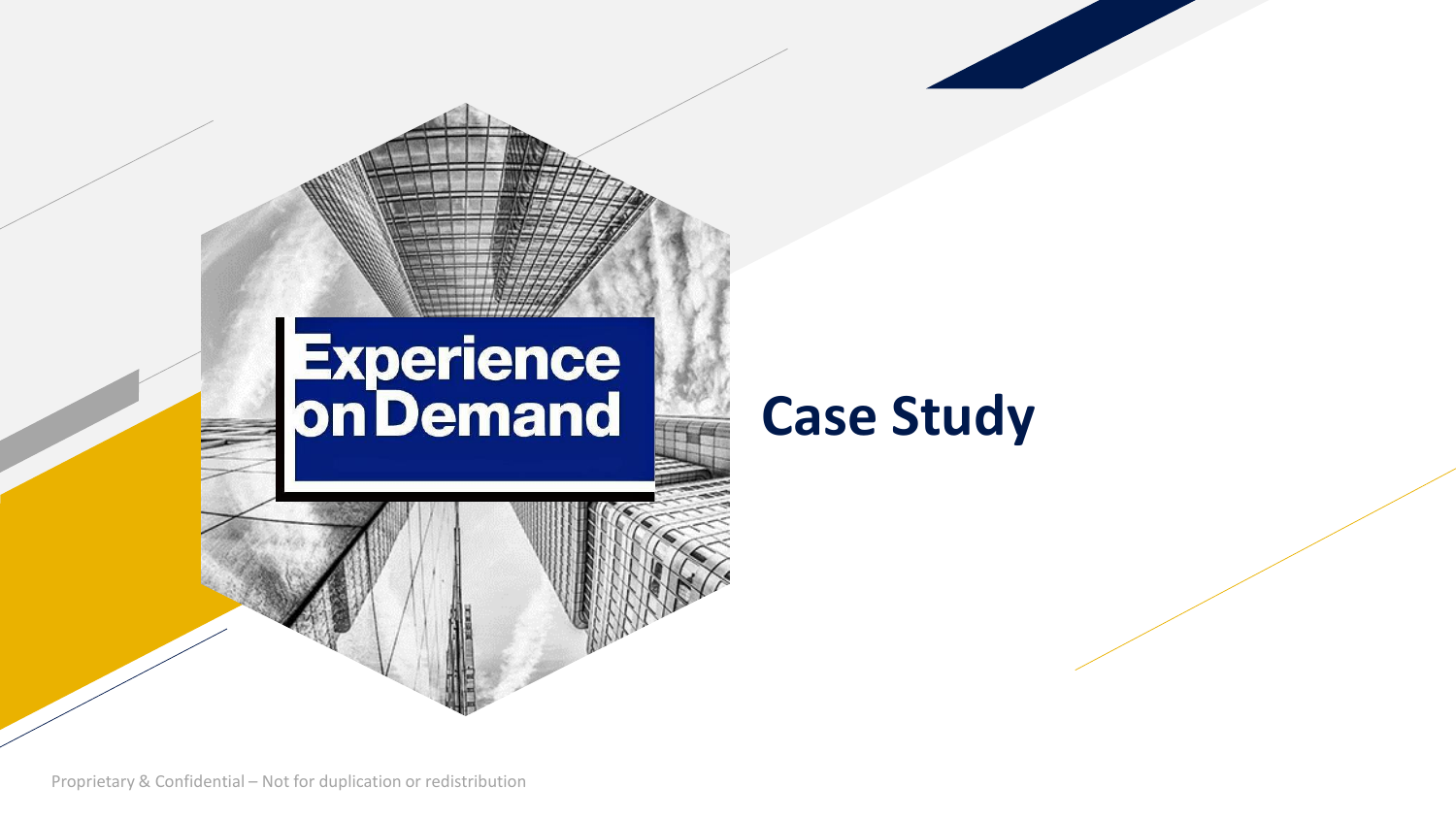Experience on Demand

# Case Study

Proprietary & Confidential – Not for duplication or redistribution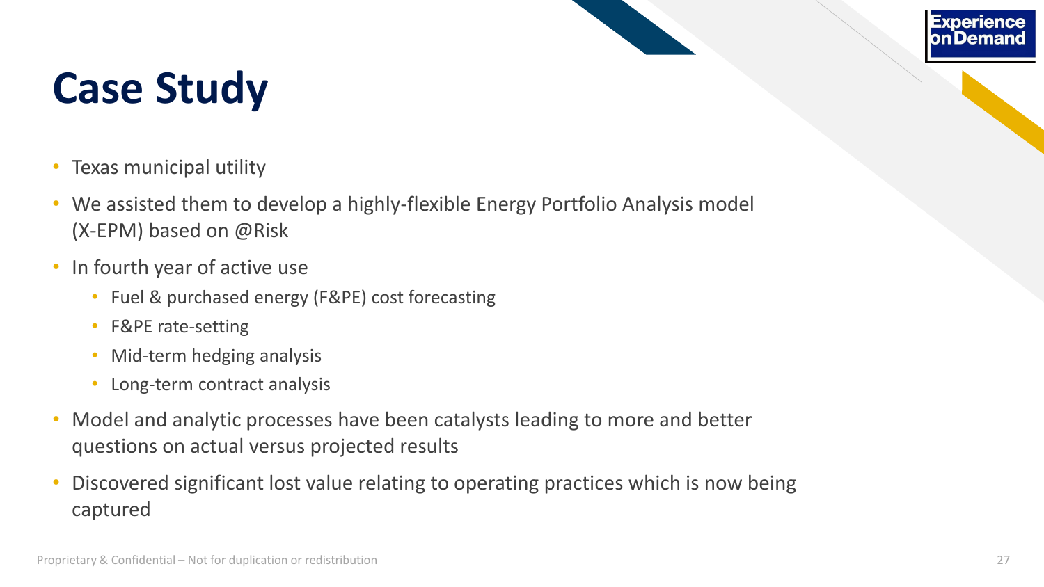# Case Study

- Texas municipal utility
- We assisted them to develop a highly-flexible Energy Portfolio Analysis model (X-EPM) based on @Risk
- In fourth year of active use
  - Fuel & purchased energy (F&PE) cost forecasting
  - F&PE rate-setting
  - Mid-term hedging analysis
  - Long-term contract analysis
- Model and analytic processes have been catalysts leading to more and better questions on actual versus projected results
- Discovered significant lost value relating to operating practices which is now being captured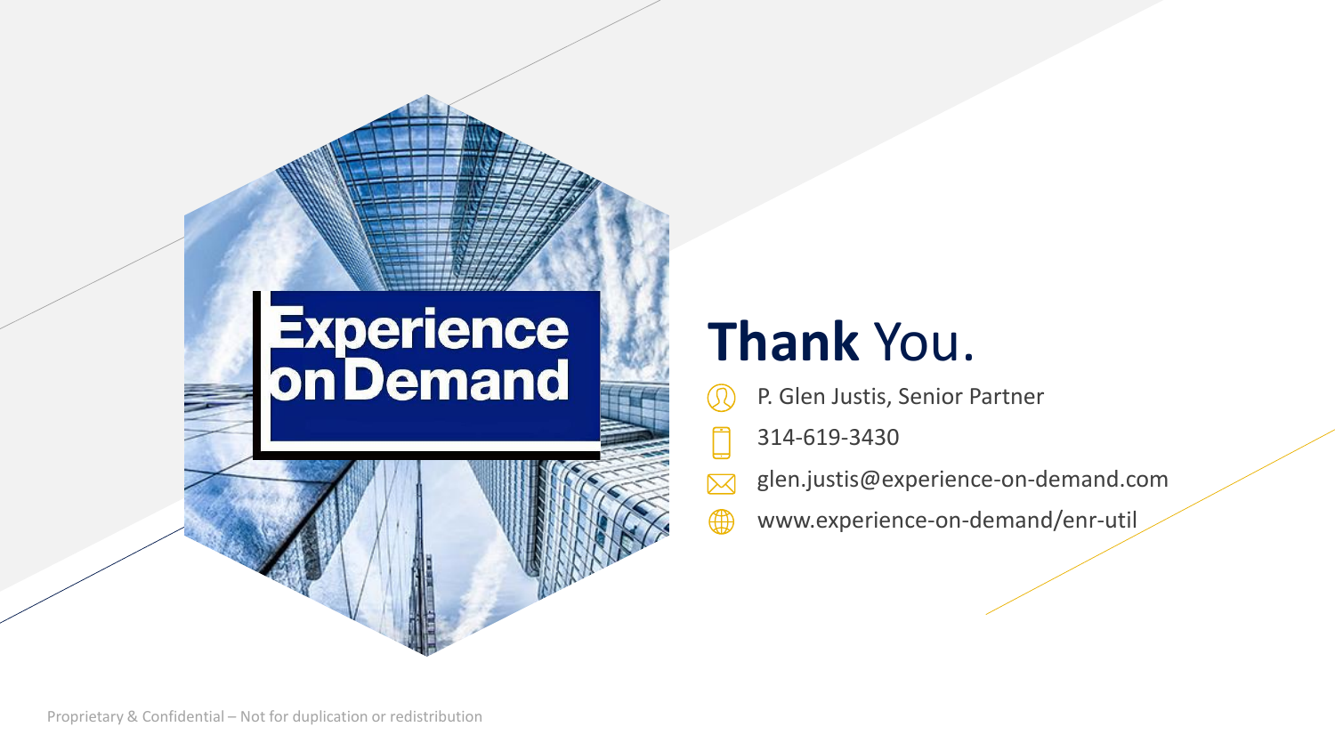Experience on Demand

# Thank You.

- P. Glen Justis, Senior Partner
- 314-619-3430
- glen.justis@experience-on-demand.com
- www.experience-on-demand/enr-util

Proprietary & Confidential – Not for duplication or redistribution